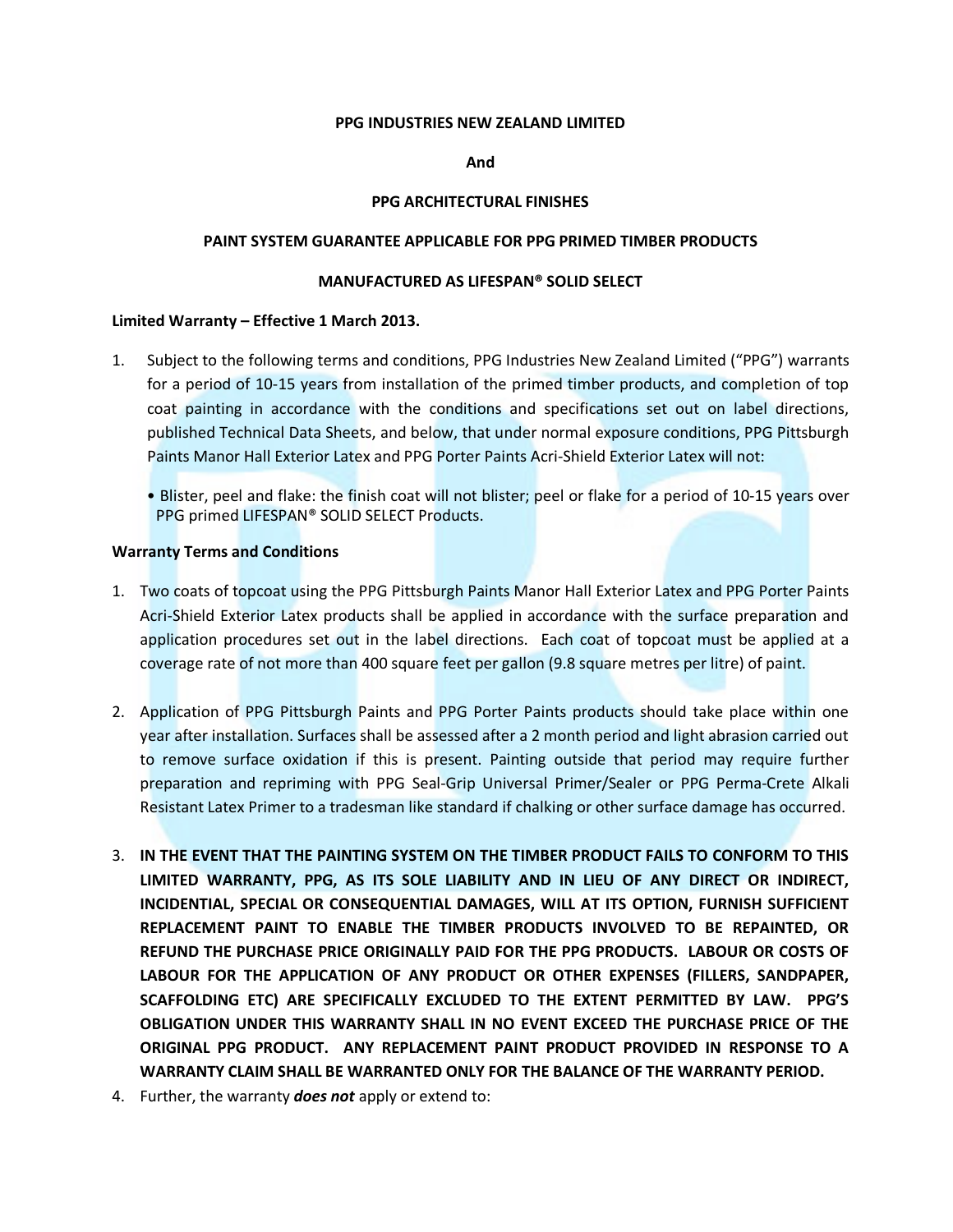**PPG INDUSTRIES NEW ZEALAND LIMITED**

**And**

**PPG ARCHITECTURAL FINISHES**

**PAINT SYSTEM GUARANTEE APPLICABLE FOR PPG PRIMED TIMBER PRODUCTS**

**MANUFACTURED AS LIFESPAN® SOLID SELECT**

**Limited Warranty – Effective 1 March 2013.**

1. Subject to the following terms and conditions, PPG Industries New Zealand Limited ("PPG") warrants for a period of 10-15 years from installation of the primed timber products, and completion of top coat painting in accordance with the conditions and specifications set out on label directions, published Technical Data Sheets, and below, that under normal exposure conditions, PPG Pittsburgh Paints Manor Hall Exterior Latex and PPG Porter Paints Acri-Shield Exterior Latex will not:

   - Blister, peel and flake: the finish coat will not blister; peel or flake for a period of 10-15 years over PPG primed LIFESPAN® SOLID SELECT Products.

**Warranty Terms and Conditions**

1. Two coats of topcoat using the PPG Pittsburgh Paints Manor Hall Exterior Latex and PPG Porter Paints Acri-Shield Exterior Latex products shall be applied in accordance with the surface preparation and application procedures set out in the label directions. Each coat of topcoat must be applied at a coverage rate of not more than 400 square feet per gallon (9.8 square metres per litre) of paint.

2. Application of PPG Pittsburgh Paints and PPG Porter Paints products should take place within one year after installation. Surfaces shall be assessed after a 2 month period and light abrasion carried out to remove surface oxidation if this is present. Painting outside that period may require further preparation and repriming with PPG Seal-Grip Universal Primer/Sealer or PPG Perma-Crete Alkali Resistant Latex Primer to a tradesman like standard if chalking or other surface damage has occurred.

3. **IN THE EVENT THAT THE PAINTING SYSTEM ON THE TIMBER PRODUCT FAILS TO CONFORM TO THIS LIMITED WARRANTY, PPG, AS ITS SOLE LIABILITY AND IN LIEU OF ANY DIRECT OR INDIRECT, INCIDENTIAL, SPECIAL OR CONSEQUENTIAL DAMAGES, WILL AT ITS OPTION, FURNISH SUFFICIENT REPLACEMENT PAINT TO ENABLE THE TIMBER PRODUCTS INVOLVED TO BE REPAINTED, OR REFUND THE PURCHASE PRICE ORIGINALLY PAID FOR THE PPG PRODUCTS. LABOUR OR COSTS OF LABOUR FOR THE APPLICATION OF ANY PRODUCT OR OTHER EXPENSES (FILLERS, SANDPAPER, SCAFFOLDING ETC) ARE SPECIFICALLY EXCLUDED TO THE EXTENT PERMITTED BY LAW. PPG'S OBLIGATION UNDER THIS WARRANTY SHALL IN NO EVENT EXCEED THE PURCHASE PRICE OF THE ORIGINAL PPG PRODUCT. ANY REPLACEMENT PAINT PRODUCT PROVIDED IN RESPONSE TO A WARRANTY CLAIM SHALL BE WARRANTED ONLY FOR THE BALANCE OF THE WARRANTY PERIOD.**

4. Further, the warranty ***does not*** apply or extend to: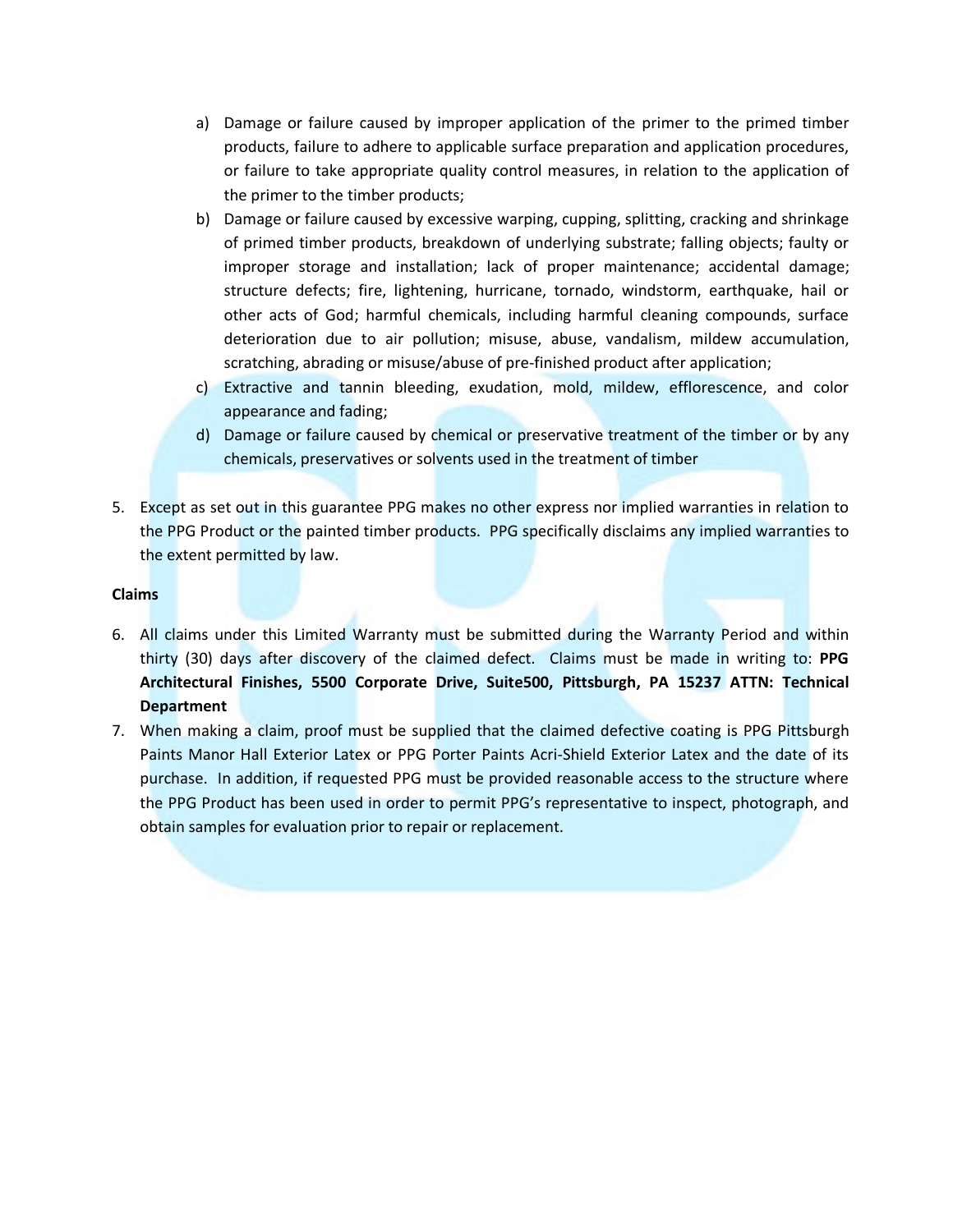a) Damage or failure caused by improper application of the primer to the primed timber products, failure to adhere to applicable surface preparation and application procedures, or failure to take appropriate quality control measures, in relation to the application of the primer to the timber products;
b) Damage or failure caused by excessive warping, cupping, splitting, cracking and shrinkage of primed timber products, breakdown of underlying substrate; falling objects; faulty or improper storage and installation; lack of proper maintenance; accidental damage; structure defects; fire, lightening, hurricane, tornado, windstorm, earthquake, hail or other acts of God; harmful chemicals, including harmful cleaning compounds, surface deterioration due to air pollution; misuse, abuse, vandalism, mildew accumulation, scratching, abrading or misuse/abuse of pre-finished product after application;
c) Extractive and tannin bleeding, exudation, mold, mildew, efflorescence, and color appearance and fading;
d) Damage or failure caused by chemical or preservative treatment of the timber or by any chemicals, preservatives or solvents used in the treatment of timber

5. Except as set out in this guarantee PPG makes no other express nor implied warranties in relation to the PPG Product or the painted timber products. PPG specifically disclaims any implied warranties to the extent permitted by law.

**Claims**

6. All claims under this Limited Warranty must be submitted during the Warranty Period and within thirty (30) days after discovery of the claimed defect. Claims must be made in writing to: **PPG Architectural Finishes, 5500 Corporate Drive, Suite500, Pittsburgh, PA 15237 ATTN: Technical Department**
7. When making a claim, proof must be supplied that the claimed defective coating is PPG Pittsburgh Paints Manor Hall Exterior Latex or PPG Porter Paints Acri-Shield Exterior Latex and the date of its purchase. In addition, if requested PPG must be provided reasonable access to the structure where the PPG Product has been used in order to permit PPG's representative to inspect, photograph, and obtain samples for evaluation prior to repair or replacement.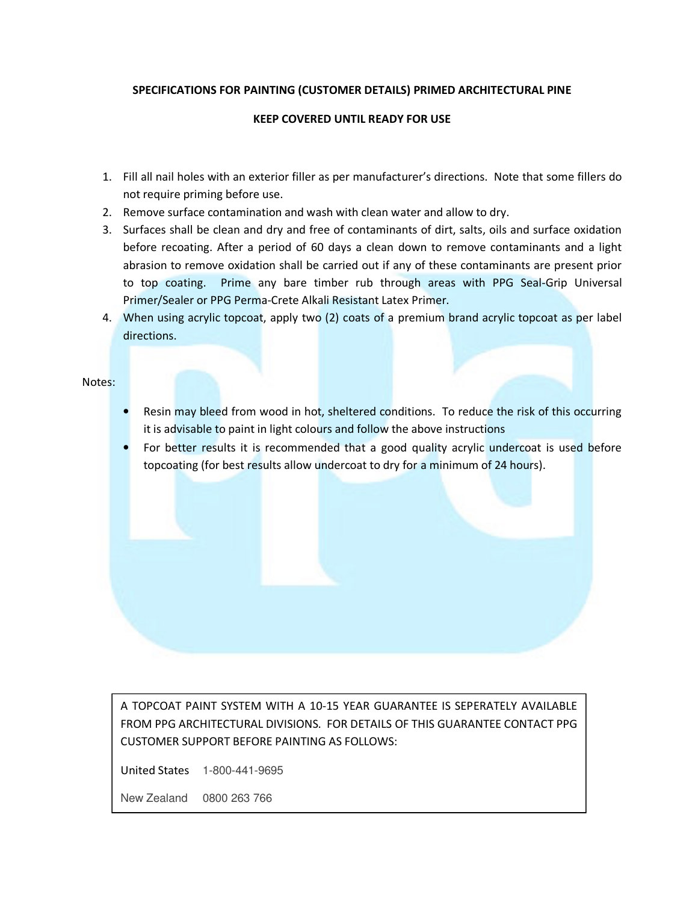**SPECIFICATIONS FOR PAINTING (CUSTOMER DETAILS) PRIMED ARCHITECTURAL PINE**

**KEEP COVERED UNTIL READY FOR USE**

1. Fill all nail holes with an exterior filler as per manufacturer's directions. Note that some fillers do not require priming before use.
2. Remove surface contamination and wash with clean water and allow to dry.
3. Surfaces shall be clean and dry and free of contaminants of dirt, salts, oils and surface oxidation before recoating. After a period of 60 days a clean down to remove contaminants and a light abrasion to remove oxidation shall be carried out if any of these contaminants are present prior to top coating. Prime any bare timber rub through areas with PPG Seal-Grip Universal Primer/Sealer or PPG Perma-Crete Alkali Resistant Latex Primer.
4. When using acrylic topcoat, apply two (2) coats of a premium brand acrylic topcoat as per label directions.

Notes:

- Resin may bleed from wood in hot, sheltered conditions. To reduce the risk of this occurring it is advisable to paint in light colours and follow the above instructions
- For better results it is recommended that a good quality acrylic undercoat is used before topcoating (for best results allow undercoat to dry for a minimum of 24 hours).

A TOPCOAT PAINT SYSTEM WITH A 10-15 YEAR GUARANTEE IS SEPERATELY AVAILABLE FROM PPG ARCHITECTURAL DIVISIONS. FOR DETAILS OF THIS GUARANTEE CONTACT PPG CUSTOMER SUPPORT BEFORE PAINTING AS FOLLOWS:

United States 1-800-441-9695

New Zealand 0800 263 766